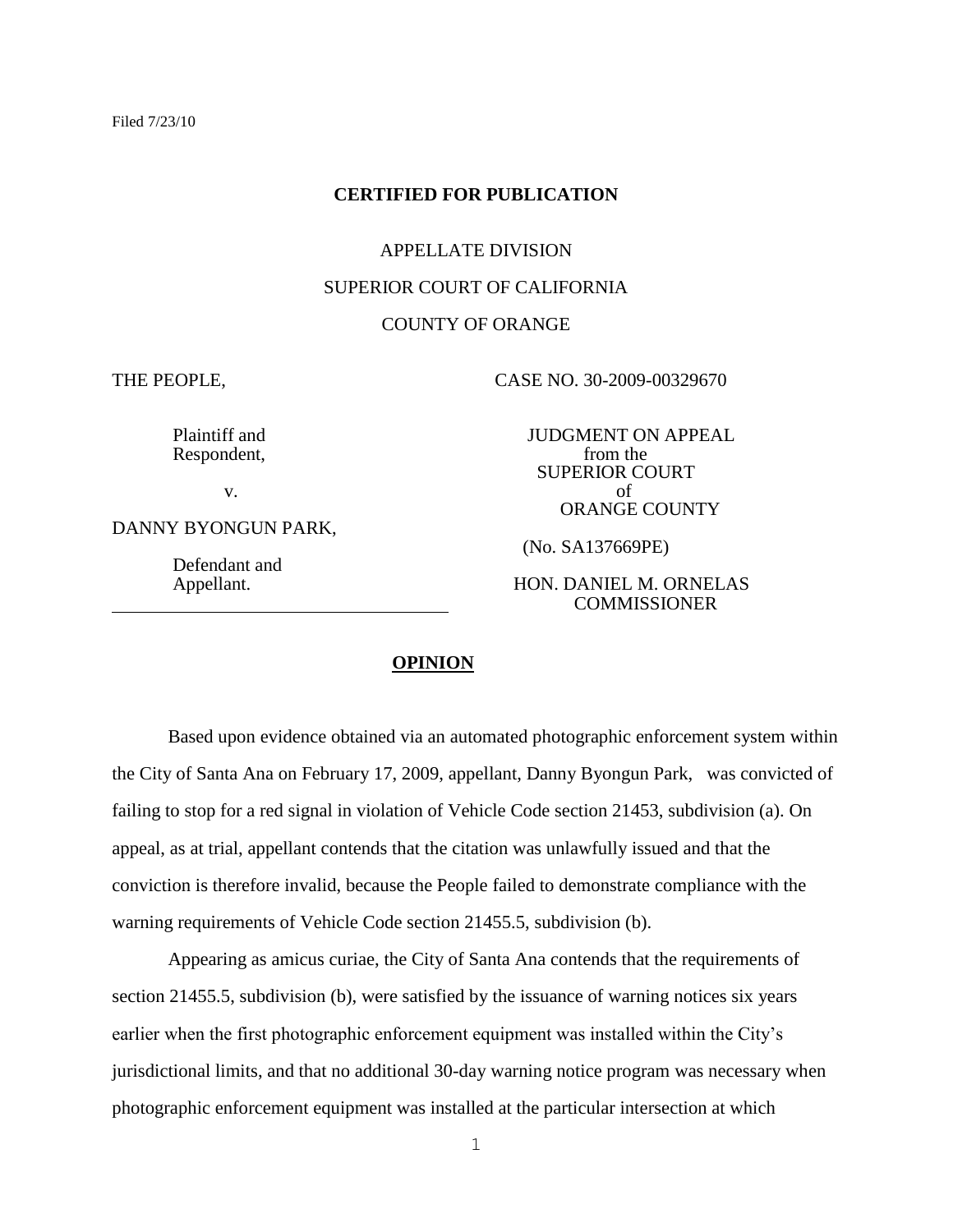Filed 7/23/10

**CERTIFIED FOR PUBLICATION**

APPELLATE DIVISION

SUPERIOR COURT OF CALIFORNIA

COUNTY OF ORANGE

| | |
|---|---|
| THE PEOPLE,<br><br>Plaintiff and Respondent,<br><br>v.<br><br>DANNY BYONGUN PARK,<br><br>Defendant and Appellant. | CASE NO. 30-2009-00329670<br><br>JUDGMENT ON APPEAL from the SUPERIOR COURT of ORANGE COUNTY<br><br>(No. SA137669PE)<br><br>HON. DANIEL M. ORNELAS COMMISSIONER |

**OPINION**

Based upon evidence obtained via an automated photographic enforcement system within the City of Santa Ana on February 17, 2009, appellant, Danny Byongun Park, was convicted of failing to stop for a red signal in violation of Vehicle Code section 21453, subdivision (a). On appeal, as at trial, appellant contends that the citation was unlawfully issued and that the conviction is therefore invalid, because the People failed to demonstrate compliance with the warning requirements of Vehicle Code section 21455.5, subdivision (b).

Appearing as amicus curiae, the City of Santa Ana contends that the requirements of section 21455.5, subdivision (b), were satisfied by the issuance of warning notices six years earlier when the first photographic enforcement equipment was installed within the City's jurisdictional limits, and that no additional 30-day warning notice program was necessary when photographic enforcement equipment was installed at the particular intersection at which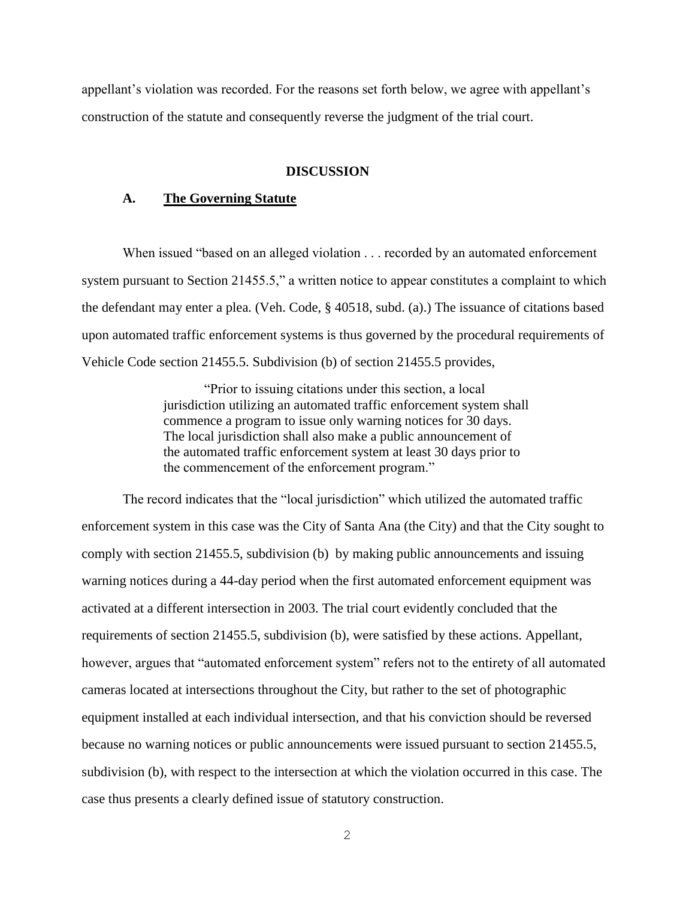appellant's violation was recorded. For the reasons set forth below, we agree with appellant's construction of the statute and consequently reverse the judgment of the trial court.

## DISCUSSION

### A. The Governing Statute

When issued "based on an alleged violation . . . recorded by an automated enforcement system pursuant to Section 21455.5," a written notice to appear constitutes a complaint to which the defendant may enter a plea. (Veh. Code, § 40518, subd. (a).) The issuance of citations based upon automated traffic enforcement systems is thus governed by the procedural requirements of Vehicle Code section 21455.5. Subdivision (b) of section 21455.5 provides,

> "Prior to issuing citations under this section, a local jurisdiction utilizing an automated traffic enforcement system shall commence a program to issue only warning notices for 30 days. The local jurisdiction shall also make a public announcement of the automated traffic enforcement system at least 30 days prior to the commencement of the enforcement program."

The record indicates that the "local jurisdiction" which utilized the automated traffic enforcement system in this case was the City of Santa Ana (the City) and that the City sought to comply with section 21455.5, subdivision (b) by making public announcements and issuing warning notices during a 44-day period when the first automated enforcement equipment was activated at a different intersection in 2003. The trial court evidently concluded that the requirements of section 21455.5, subdivision (b), were satisfied by these actions. Appellant, however, argues that "automated enforcement system" refers not to the entirety of all automated cameras located at intersections throughout the City, but rather to the set of photographic equipment installed at each individual intersection, and that his conviction should be reversed because no warning notices or public announcements were issued pursuant to section 21455.5, subdivision (b), with respect to the intersection at which the violation occurred in this case. The case thus presents a clearly defined issue of statutory construction.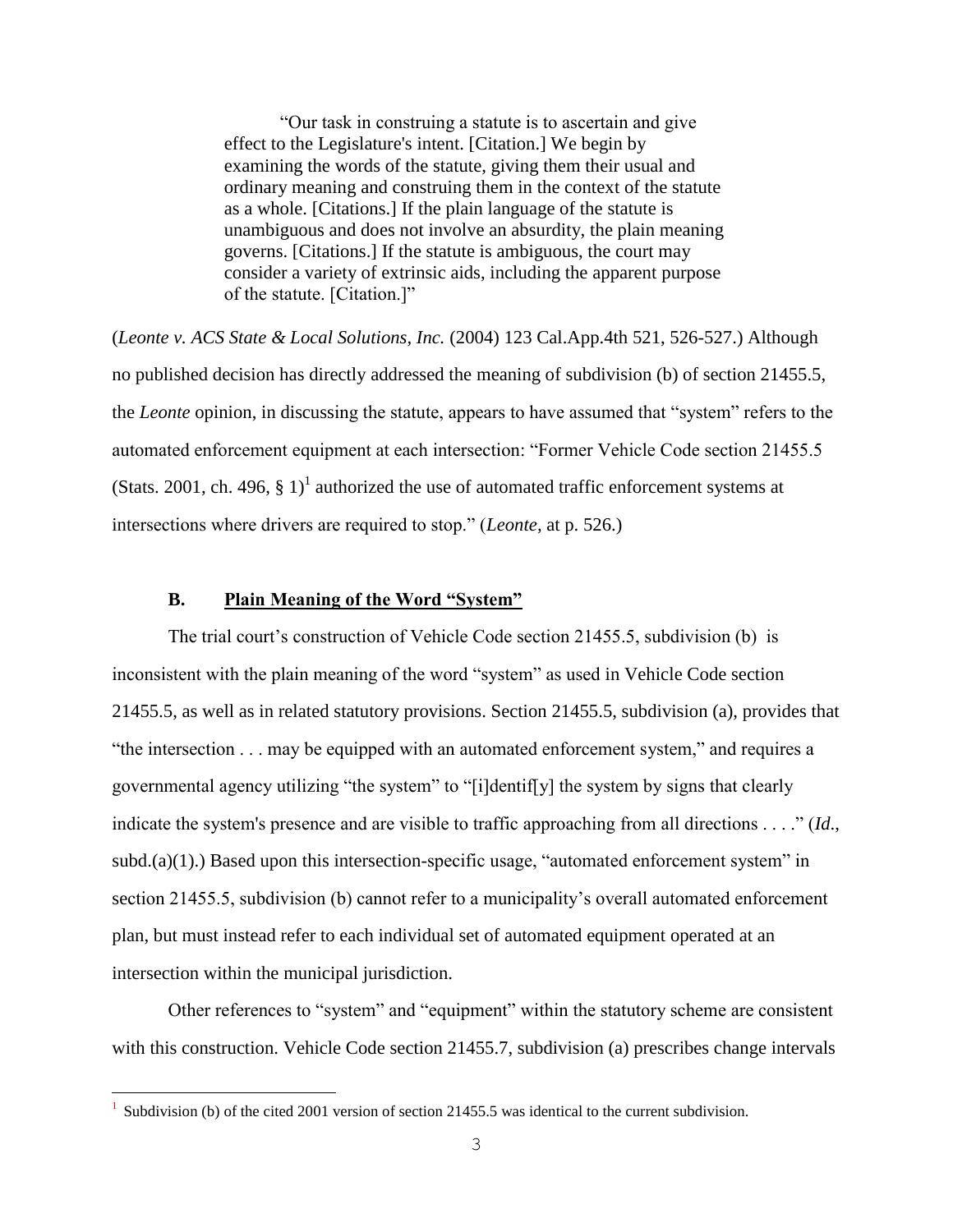> "Our task in construing a statute is to ascertain and give effect to the Legislature's intent. [Citation.] We begin by examining the words of the statute, giving them their usual and ordinary meaning and construing them in the context of the statute as a whole. [Citations.] If the plain language of the statute is unambiguous and does not involve an absurdity, the plain meaning governs. [Citations.] If the statute is ambiguous, the court may consider a variety of extrinsic aids, including the apparent purpose of the statute. [Citation.]"

(*Leonte v. ACS State & Local Solutions, Inc.* (2004) 123 Cal.App.4th 521, 526-527.) Although no published decision has directly addressed the meaning of subdivision (b) of section 21455.5, the *Leonte* opinion, in discussing the statute, appears to have assumed that "system" refers to the automated enforcement equipment at each intersection: "Former Vehicle Code section 21455.5 (Stats. 2001, ch. 496, § 1)[1] authorized the use of automated traffic enforcement systems at intersections where drivers are required to stop." (*Leonte*, at p. 526.)

### **B. Plain Meaning of the Word "System"**

The trial court's construction of Vehicle Code section 21455.5, subdivision (b) is inconsistent with the plain meaning of the word "system" as used in Vehicle Code section 21455.5, as well as in related statutory provisions. Section 21455.5, subdivision (a), provides that "the intersection . . . may be equipped with an automated enforcement system," and requires a governmental agency utilizing "the system" to "[i]dentif[y] the system by signs that clearly indicate the system's presence and are visible to traffic approaching from all directions . . . ." (*Id.*, subd.(a)(1).) Based upon this intersection-specific usage, "automated enforcement system" in section 21455.5, subdivision (b) cannot refer to a municipality's overall automated enforcement plan, but must instead refer to each individual set of automated equipment operated at an intersection within the municipal jurisdiction.

Other references to "system" and "equipment" within the statutory scheme are consistent with this construction. Vehicle Code section 21455.7, subdivision (a) prescribes change intervals

---

[1] Subdivision (b) of the cited 2001 version of section 21455.5 was identical to the current subdivision.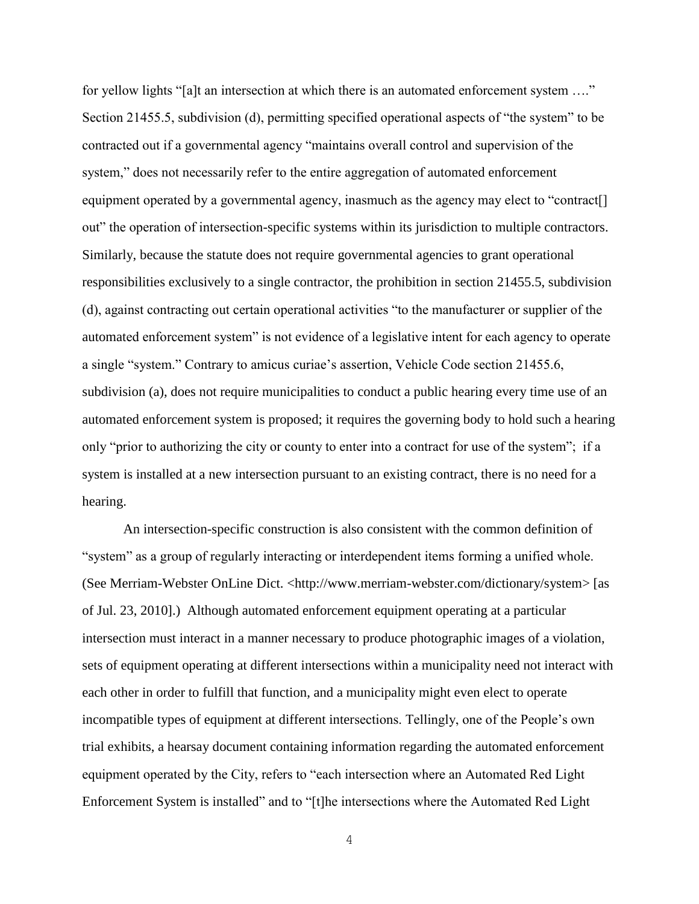for yellow lights "[a]t an intersection at which there is an automated enforcement system …." Section 21455.5, subdivision (d), permitting specified operational aspects of "the system" to be contracted out if a governmental agency "maintains overall control and supervision of the system," does not necessarily refer to the entire aggregation of automated enforcement equipment operated by a governmental agency, inasmuch as the agency may elect to "contract[] out" the operation of intersection-specific systems within its jurisdiction to multiple contractors. Similarly, because the statute does not require governmental agencies to grant operational responsibilities exclusively to a single contractor, the prohibition in section 21455.5, subdivision (d), against contracting out certain operational activities "to the manufacturer or supplier of the automated enforcement system" is not evidence of a legislative intent for each agency to operate a single "system." Contrary to amicus curiae's assertion, Vehicle Code section 21455.6, subdivision (a), does not require municipalities to conduct a public hearing every time use of an automated enforcement system is proposed; it requires the governing body to hold such a hearing only "prior to authorizing the city or county to enter into a contract for use of the system"; if a system is installed at a new intersection pursuant to an existing contract, there is no need for a hearing.

An intersection-specific construction is also consistent with the common definition of "system" as a group of regularly interacting or interdependent items forming a unified whole. (See Merriam-Webster OnLine Dict. <http://www.merriam-webster.com/dictionary/system> [as of Jul. 23, 2010].) Although automated enforcement equipment operating at a particular intersection must interact in a manner necessary to produce photographic images of a violation, sets of equipment operating at different intersections within a municipality need not interact with each other in order to fulfill that function, and a municipality might even elect to operate incompatible types of equipment at different intersections. Tellingly, one of the People's own trial exhibits, a hearsay document containing information regarding the automated enforcement equipment operated by the City, refers to "each intersection where an Automated Red Light Enforcement System is installed" and to "[t]he intersections where the Automated Red Light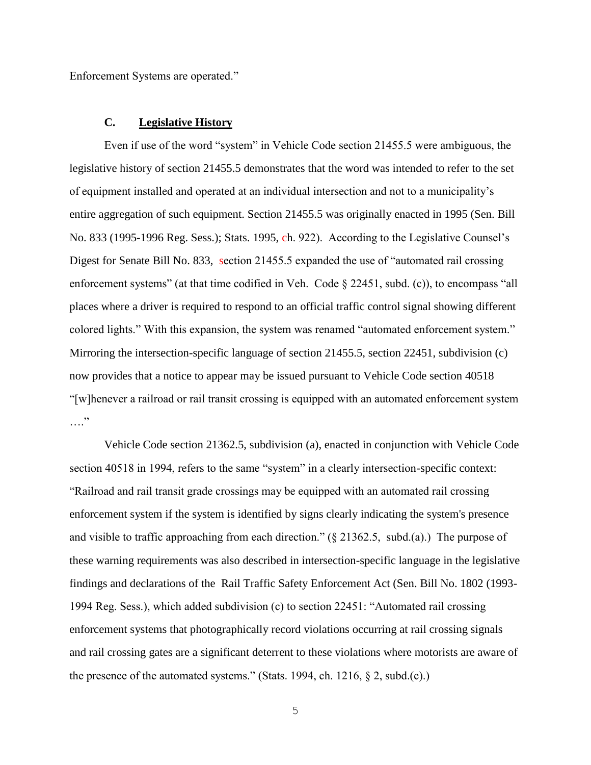Enforcement Systems are operated."

### C. Legislative History

Even if use of the word "system" in Vehicle Code section 21455.5 were ambiguous, the legislative history of section 21455.5 demonstrates that the word was intended to refer to the set of equipment installed and operated at an individual intersection and not to a municipality's entire aggregation of such equipment. Section 21455.5 was originally enacted in 1995 (Sen. Bill No. 833 (1995-1996 Reg. Sess.); Stats. 1995, ch. 922). According to the Legislative Counsel's Digest for Senate Bill No. 833, section 21455.5 expanded the use of "automated rail crossing enforcement systems" (at that time codified in Veh. Code § 22451, subd. (c)), to encompass "all places where a driver is required to respond to an official traffic control signal showing different colored lights." With this expansion, the system was renamed "automated enforcement system." Mirroring the intersection-specific language of section 21455.5, section 22451, subdivision (c) now provides that a notice to appear may be issued pursuant to Vehicle Code section 40518 "[w]henever a railroad or rail transit crossing is equipped with an automated enforcement system …."

Vehicle Code section 21362.5, subdivision (a), enacted in conjunction with Vehicle Code section 40518 in 1994, refers to the same "system" in a clearly intersection-specific context: "Railroad and rail transit grade crossings may be equipped with an automated rail crossing enforcement system if the system is identified by signs clearly indicating the system's presence and visible to traffic approaching from each direction." (§ 21362.5, subd.(a).) The purpose of these warning requirements was also described in intersection-specific language in the legislative findings and declarations of the Rail Traffic Safety Enforcement Act (Sen. Bill No. 1802 (1993-1994 Reg. Sess.), which added subdivision (c) to section 22451: "Automated rail crossing enforcement systems that photographically record violations occurring at rail crossing signals and rail crossing gates are a significant deterrent to these violations where motorists are aware of the presence of the automated systems." (Stats. 1994, ch. 1216, § 2, subd.(c).)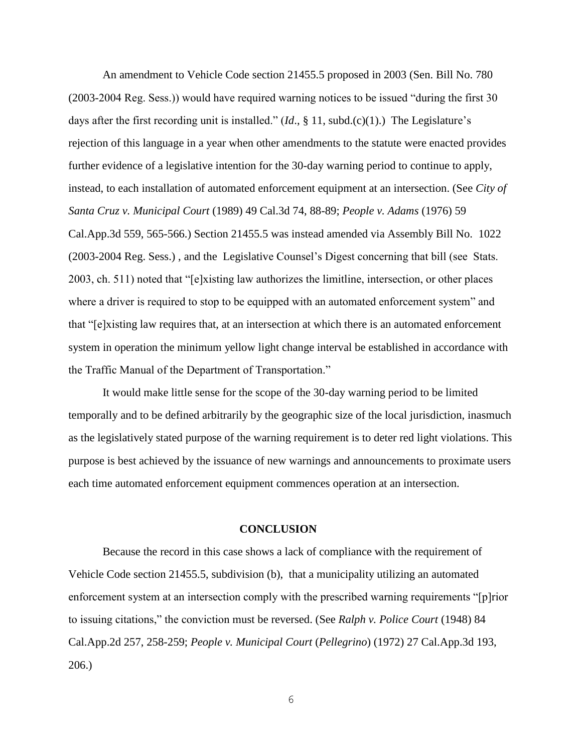An amendment to Vehicle Code section 21455.5 proposed in 2003 (Sen. Bill No. 780 (2003-2004 Reg. Sess.)) would have required warning notices to be issued "during the first 30 days after the first recording unit is installed." (*Id*., § 11, subd.(c)(1).) The Legislature's rejection of this language in a year when other amendments to the statute were enacted provides further evidence of a legislative intention for the 30-day warning period to continue to apply, instead, to each installation of automated enforcement equipment at an intersection. (See *City of Santa Cruz v. Municipal Court* (1989) 49 Cal.3d 74, 88-89; *People v. Adams* (1976) 59 Cal.App.3d 559, 565-566.) Section 21455.5 was instead amended via Assembly Bill No. 1022 (2003-2004 Reg. Sess.) , and the Legislative Counsel's Digest concerning that bill (see Stats. 2003, ch. 511) noted that "[e]xisting law authorizes the limitline, intersection, or other places where a driver is required to stop to be equipped with an automated enforcement system" and that "[e]xisting law requires that, at an intersection at which there is an automated enforcement system in operation the minimum yellow light change interval be established in accordance with the Traffic Manual of the Department of Transportation."

It would make little sense for the scope of the 30-day warning period to be limited temporally and to be defined arbitrarily by the geographic size of the local jurisdiction, inasmuch as the legislatively stated purpose of the warning requirement is to deter red light violations. This purpose is best achieved by the issuance of new warnings and announcements to proximate users each time automated enforcement equipment commences operation at an intersection.

## CONCLUSION

Because the record in this case shows a lack of compliance with the requirement of Vehicle Code section 21455.5, subdivision (b), that a municipality utilizing an automated enforcement system at an intersection comply with the prescribed warning requirements "[p]rior to issuing citations," the conviction must be reversed. (See *Ralph v. Police Court* (1948) 84 Cal.App.2d 257, 258-259; *People v. Municipal Court* (*Pellegrino*) (1972) 27 Cal.App.3d 193, 206.)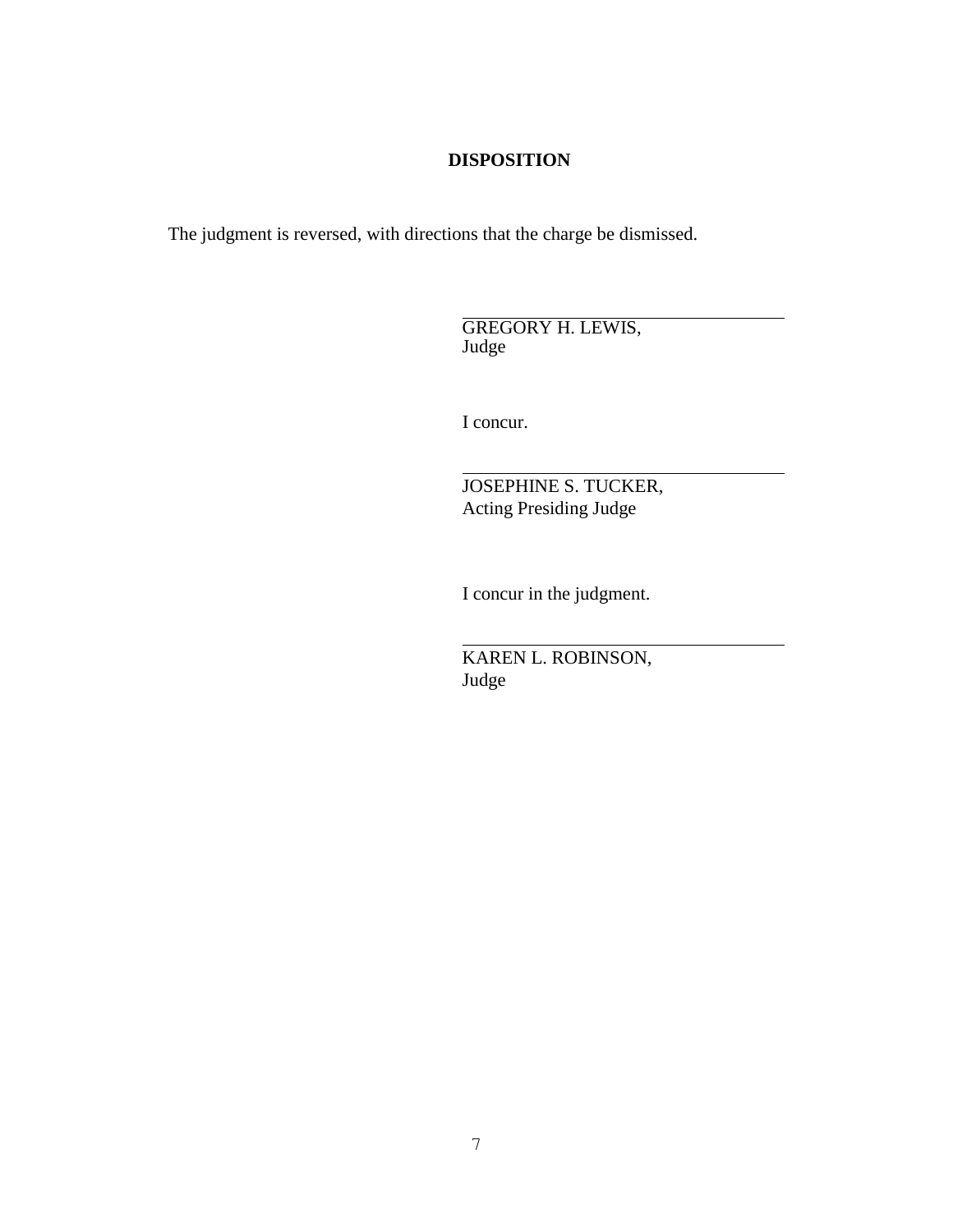## DISPOSITION

The judgment is reversed, with directions that the charge be dismissed.

GREGORY H. LEWIS,
Judge

I concur.

JOSEPHINE S. TUCKER,
Acting Presiding Judge

I concur in the judgment.

KAREN L. ROBINSON,
Judge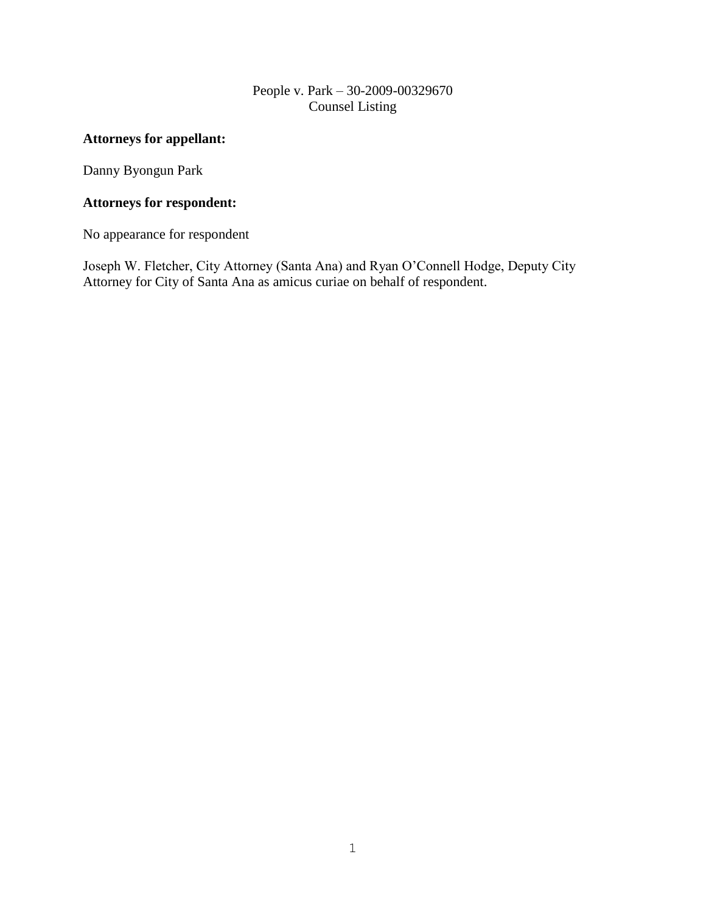People v. Park – 30-2009-00329670
Counsel Listing

**Attorneys for appellant:**

Danny Byongun Park

**Attorneys for respondent:**

No appearance for respondent

Joseph W. Fletcher, City Attorney (Santa Ana) and Ryan O'Connell Hodge, Deputy City Attorney for City of Santa Ana as amicus curiae on behalf of respondent.